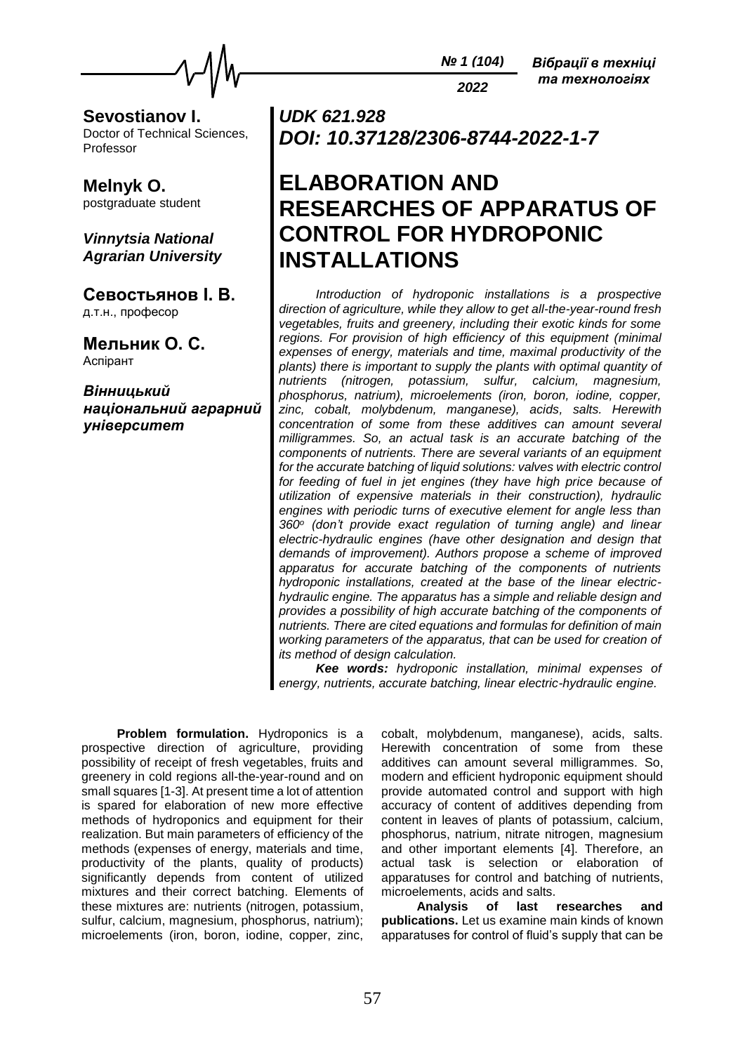**Sevostianov I.**
Doctor of Technical Sciences, Professor

**Melnyk O.**
postgraduate student

***Vinnytsia National Agrarian University***

**Севостьянов І. В.**
д.т.н., професор

**Мельник О. С.**
Аспірант

***Вінницький національний аграрний університет***

***UDK 621.928***
***DOI: 10.37128/2306-8744-2022-1-7***

# ELABORATION AND RESEARCHES OF APPARATUS OF CONTROL FOR HYDROPONIC INSTALLATIONS

*Introduction of hydroponic installations is a prospective direction of agriculture, while they allow to get all-the-year-round fresh vegetables, fruits and greenery, including their exotic kinds for some regions. For provision of high efficiency of this equipment (minimal expenses of energy, materials and time, maximal productivity of the plants) there is important to supply the plants with optimal quantity of nutrients (nitrogen, potassium, sulfur, calcium, magnesium, phosphorus, natrium), microelements (iron, boron, iodine, copper, zinc, cobalt, molybdenum, manganese), acids, salts. Herewith concentration of some from these additives can amount several milligrammes. So, an actual task is an accurate batching of the components of nutrients. There are several variants of an equipment for the accurate batching of liquid solutions: valves with electric control for feeding of fuel in jet engines (they have high price because of utilization of expensive materials in their construction), hydraulic engines with periodic turns of executive element for angle less than 360$^o$ (don't provide exact regulation of turning angle) and linear electric-hydraulic engines (have other designation and design that demands of improvement). Authors propose a scheme of improved apparatus for accurate batching of the components of nutrients hydroponic installations, created at the base of the linear electric-hydraulic engine. The apparatus has a simple and reliable design and provides a possibility of high accurate batching of the components of nutrients. There are cited equations and formulas for definition of main working parameters of the apparatus, that can be used for creation of its method of design calculation.*

***Kee words:*** *hydroponic installation, minimal expenses of energy, nutrients, accurate batching, linear electric-hydraulic engine.*

**Problem formulation.** Hydroponics is a prospective direction of agriculture, providing possibility of receipt of fresh vegetables, fruits and greenery in cold regions all-the-year-round and on small squares [1-3]. At present time a lot of attention is spared for elaboration of new more effective methods of hydroponics and equipment for their realization. But main parameters of efficiency of the methods (expenses of energy, materials and time, productivity of the plants, quality of products) significantly depends from content of utilized mixtures and their correct batching. Elements of these mixtures are: nutrients (nitrogen, potassium, sulfur, calcium, magnesium, phosphorus, natrium); microelements (iron, boron, iodine, copper, zinc, cobalt, molybdenum, manganese), acids, salts. Herewith concentration of some from these additives can amount several milligrammes. So, modern and efficient hydroponic equipment should provide automated control and support with high accuracy of content of additives depending from content in leaves of plants of potassium, calcium, phosphorus, natrium, nitrate nitrogen, magnesium and other important elements [4]. Therefore, an actual task is selection or elaboration of apparatuses for control and batching of nutrients, microelements, acids and salts.

**Analysis of last researches and publications.** Let us examine main kinds of known apparatuses for control of fluid's supply that can be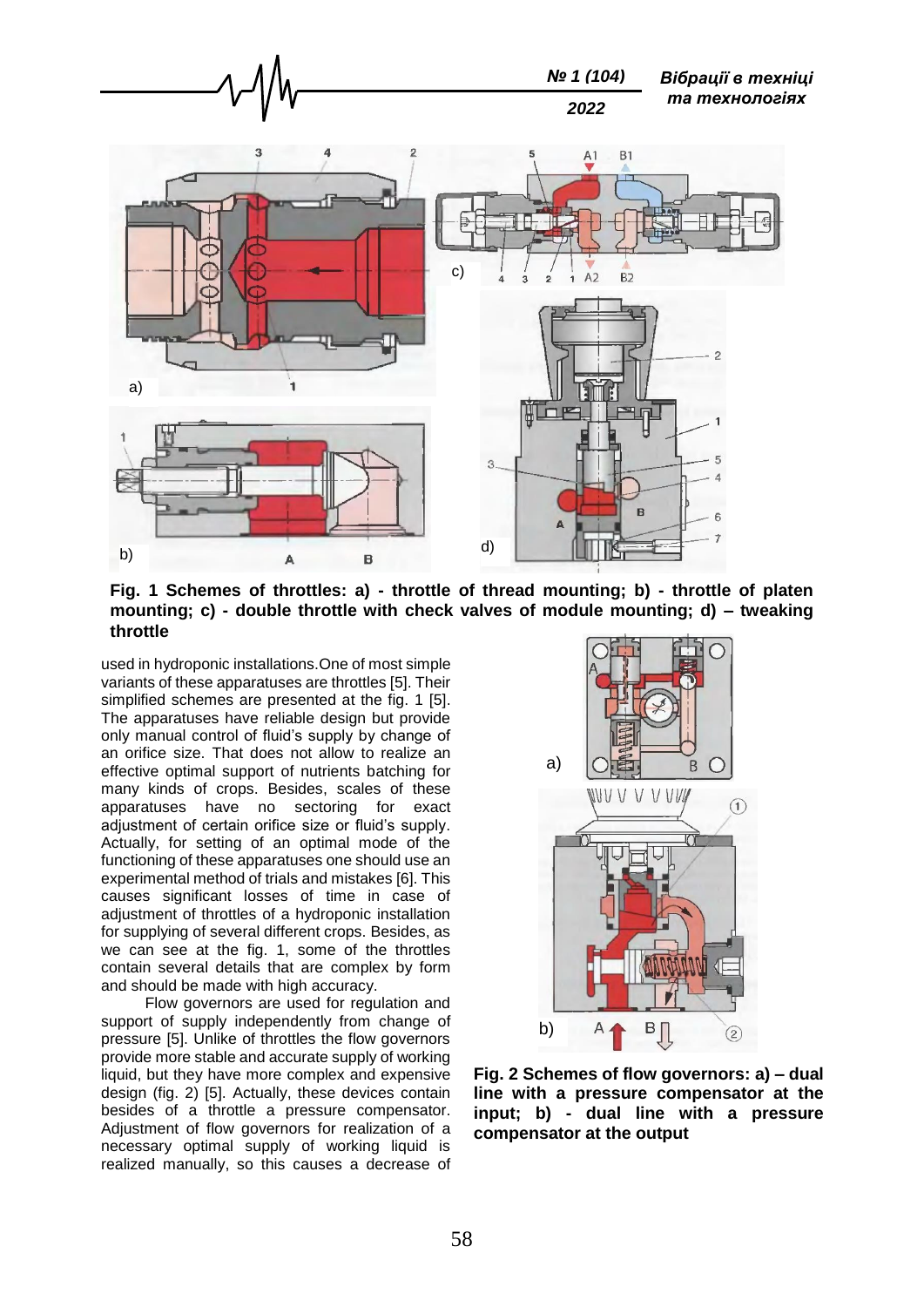**Fig. 1 Schemes of throttles: a) - throttle of thread mounting; b) - throttle of platen mounting; c) - double throttle with check valves of module mounting; d) – tweaking throttle**

used in hydroponic installations.One of most simple variants of these apparatuses are throttles [5]. Their simplified schemes are presented at the fig. 1 [5]. The apparatuses have reliable design but provide only manual control of fluid's supply by change of an orifice size. That does not allow to realize an effective optimal support of nutrients batching for many kinds of crops. Besides, scales of these apparatuses have no sectoring for exact adjustment of certain orifice size or fluid's supply. Actually, for setting of an optimal mode of the functioning of these apparatuses one should use an experimental method of trials and mistakes [6]. This causes significant losses of time in case of adjustment of throttles of a hydroponic installation for supplying of several different crops. Besides, as we can see at the fig. 1, some of the throttles contain several details that are complex by form and should be made with high accuracy.

Flow governors are used for regulation and support of supply independently from change of pressure [5]. Unlike of throttles the flow governors provide more stable and accurate supply of working liquid, but they have more complex and expensive design (fig. 2) [5]. Actually, these devices contain besides of a throttle a pressure compensator. Adjustment of flow governors for realization of a necessary optimal supply of working liquid is realized manually, so this causes a decrease of

**Fig. 2 Schemes of flow governors: a) – dual line with a pressure compensator at the input; b) - dual line with a pressure compensator at the output**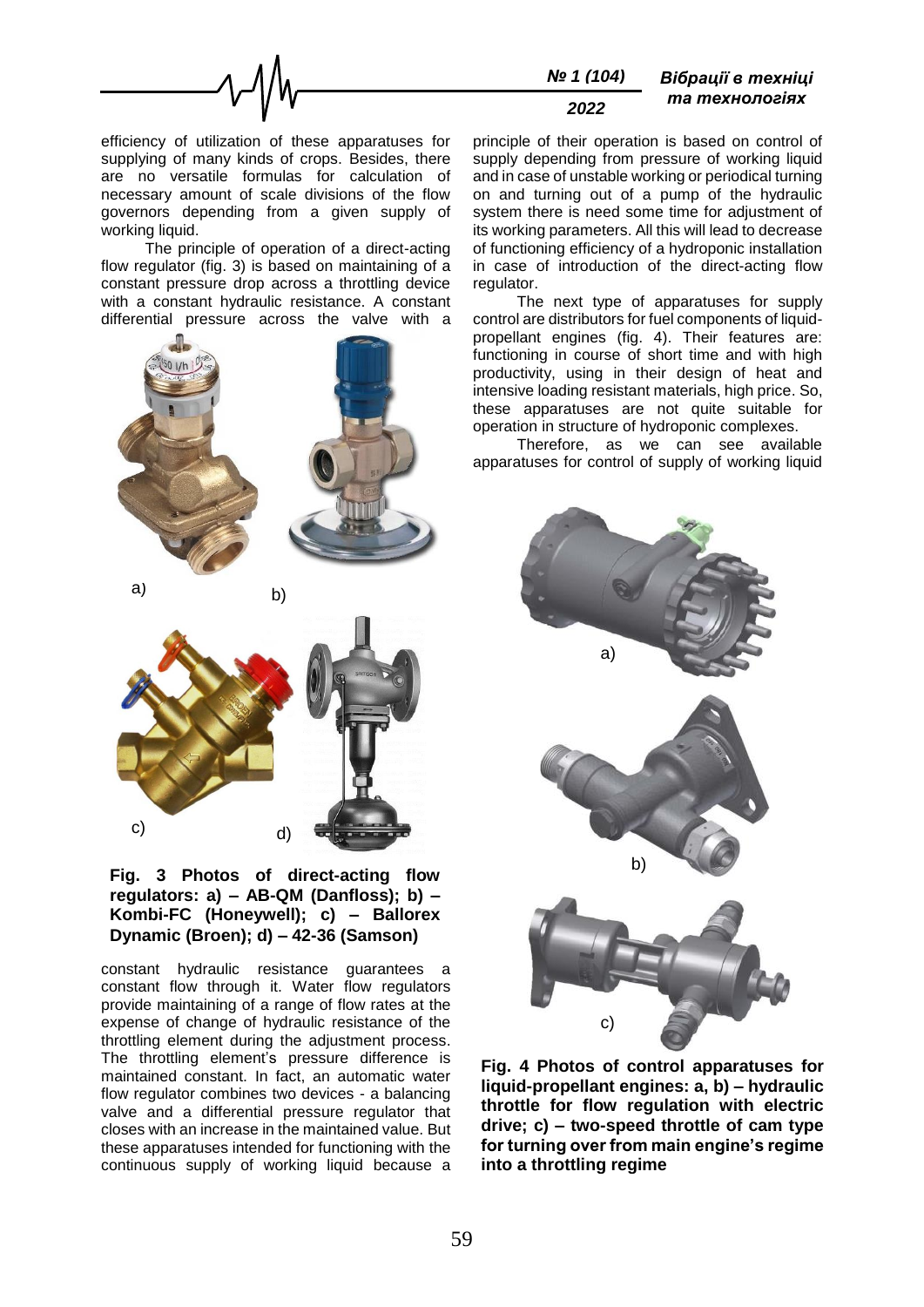efficiency of utilization of these apparatuses for supplying of many kinds of crops. Besides, there are no versatile formulas for calculation of necessary amount of scale divisions of the flow governors depending from a given supply of working liquid.

The principle of operation of a direct-acting flow regulator (fig. 3) is based on maintaining of a constant pressure drop across a throttling device with a constant hydraulic resistance. A constant differential pressure across the valve with a constant hydraulic resistance guarantees a constant flow through it. Water flow regulators provide maintaining of a range of flow rates at the expense of change of hydraulic resistance of the throttling element during the adjustment process. The throttling element's pressure difference is maintained constant. In fact, an automatic water flow regulator combines two devices - a balancing valve and a differential pressure regulator that closes with an increase in the maintained value. But these apparatuses intended for functioning with the continuous supply of working liquid because a principle of their operation is based on control of supply depending from pressure of working liquid and in case of unstable working or periodical turning on and turning out of a pump of the hydraulic system there is need some time for adjustment of its working parameters. All this will lead to decrease of functioning efficiency of a hydroponic installation in case of introduction of the direct-acting flow regulator.

**Fig. 3 Photos of direct-acting flow regulators: a) – AB-QM (Danfloss); b) – Kombi-FC (Honeywell); c) – Ballorex Dynamic (Broen); d) – 42-36 (Samson)**

The next type of apparatuses for supply control are distributors for fuel components of liquid-propellant engines (fig. 4). Their features are: functioning in course of short time and with high productivity, using in their design of heat and intensive loading resistant materials, high price. So, these apparatuses are not quite suitable for operation in structure of hydroponic complexes.

Therefore, as we can see available apparatuses for control of supply of working liquid

**Fig. 4 Photos of control apparatuses for liquid-propellant engines: a, b) – hydraulic throttle for flow regulation with electric drive; c) – two-speed throttle of cam type for turning over from main engine's regime into a throttling regime**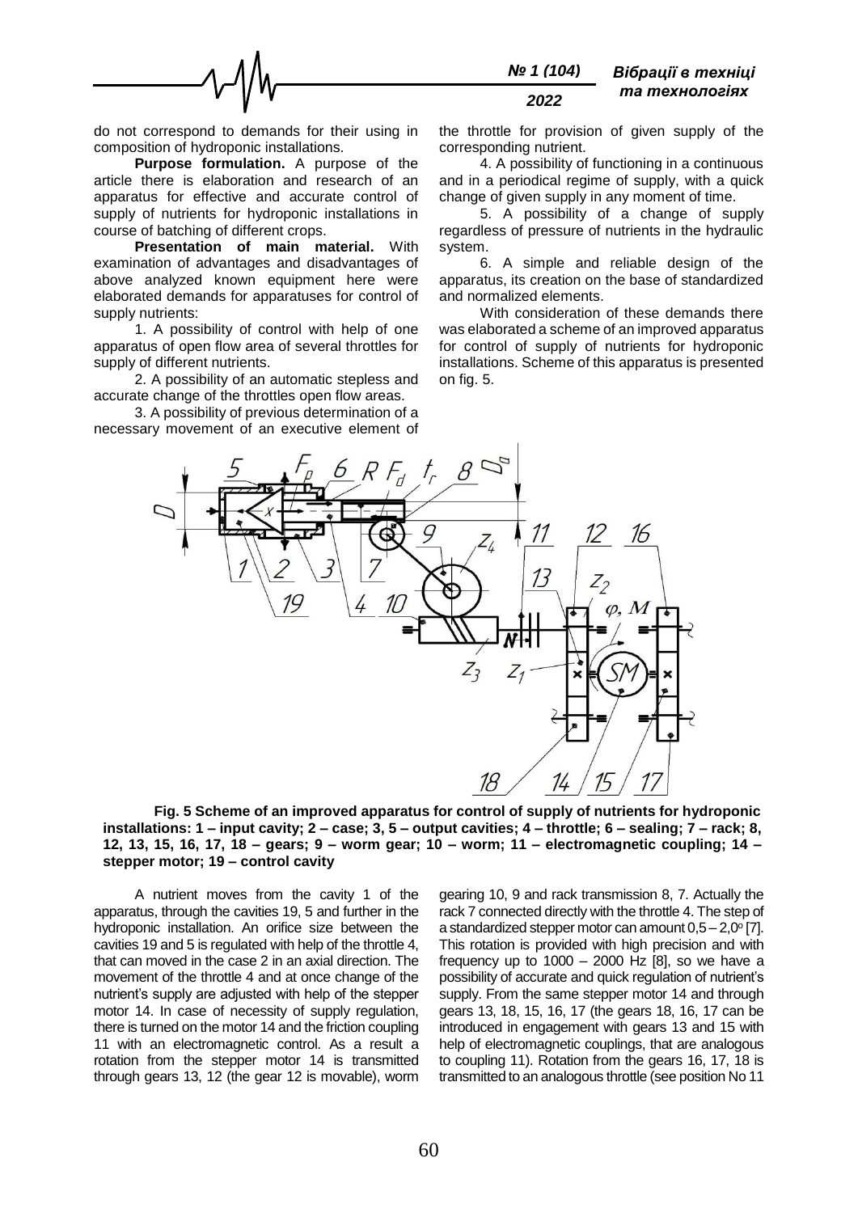do not correspond to demands for their using in composition of hydroponic installations.

**Purpose formulation.** A purpose of the article there is elaboration and research of an apparatus for effective and accurate control of supply of nutrients for hydroponic installations in course of batching of different crops.

**Presentation of main material.** With examination of advantages and disadvantages of above analyzed known equipment here were elaborated demands for apparatuses for control of supply nutrients:

1. A possibility of control with help of one apparatus of open flow area of several throttles for supply of different nutrients.

2. A possibility of an automatic stepless and accurate change of the throttles open flow areas.

3. A possibility of previous determination of a necessary movement of an executive element of the throttle for provision of given supply of the corresponding nutrient.

4. A possibility of functioning in a continuous and in a periodical regime of supply, with a quick change of given supply in any moment of time.

5. A possibility of a change of supply regardless of pressure of nutrients in the hydraulic system.

6. A simple and reliable design of the apparatus, its creation on the base of standardized and normalized elements.

With consideration of these demands there was elaborated a scheme of an improved apparatus for control of supply of nutrients for hydroponic installations. Scheme of this apparatus is presented on fig. 5.

**Fig. 5 Scheme of an improved apparatus for control of supply of nutrients for hydroponic installations: 1 – input cavity; 2 – case; 3, 5 – output cavities; 4 – throttle; 6 – sealing; 7 – rack; 8, 12, 13, 15, 16, 17, 18 – gears; 9 – worm gear; 10 – worm; 11 – electromagnetic coupling; 14 – stepper motor; 19 – control cavity**

A nutrient moves from the cavity 1 of the apparatus, through the cavities 19, 5 and further in the hydroponic installation. An orifice size between the cavities 19 and 5 is regulated with help of the throttle 4, that can moved in the case 2 in an axial direction. The movement of the throttle 4 and at once change of the nutrient's supply are adjusted with help of the stepper motor 14. In case of necessity of supply regulation, there is turned on the motor 14 and the friction coupling 11 with an electromagnetic control. As a result a rotation from the stepper motor 14 is transmitted through gears 13, 12 (the gear 12 is movable), worm gearing 10, 9 and rack transmission 8, 7. Actually the rack 7 connected directly with the throttle 4. The step of a standardized stepper motor can amount $0{,}5 – 2{,}0^{o}$ [7]. This rotation is provided with high precision and with frequency up to 1000 – 2000 Hz [8], so we have a possibility of accurate and quick regulation of nutrient's supply. From the same stepper motor 14 and through gears 13, 18, 15, 16, 17 (the gears 18, 16, 17 can be introduced in engagement with gears 13 and 15 with help of electromagnetic couplings, that are analogous to coupling 11). Rotation from the gears 16, 17, 18 is transmitted to an analogous throttle (see position No 11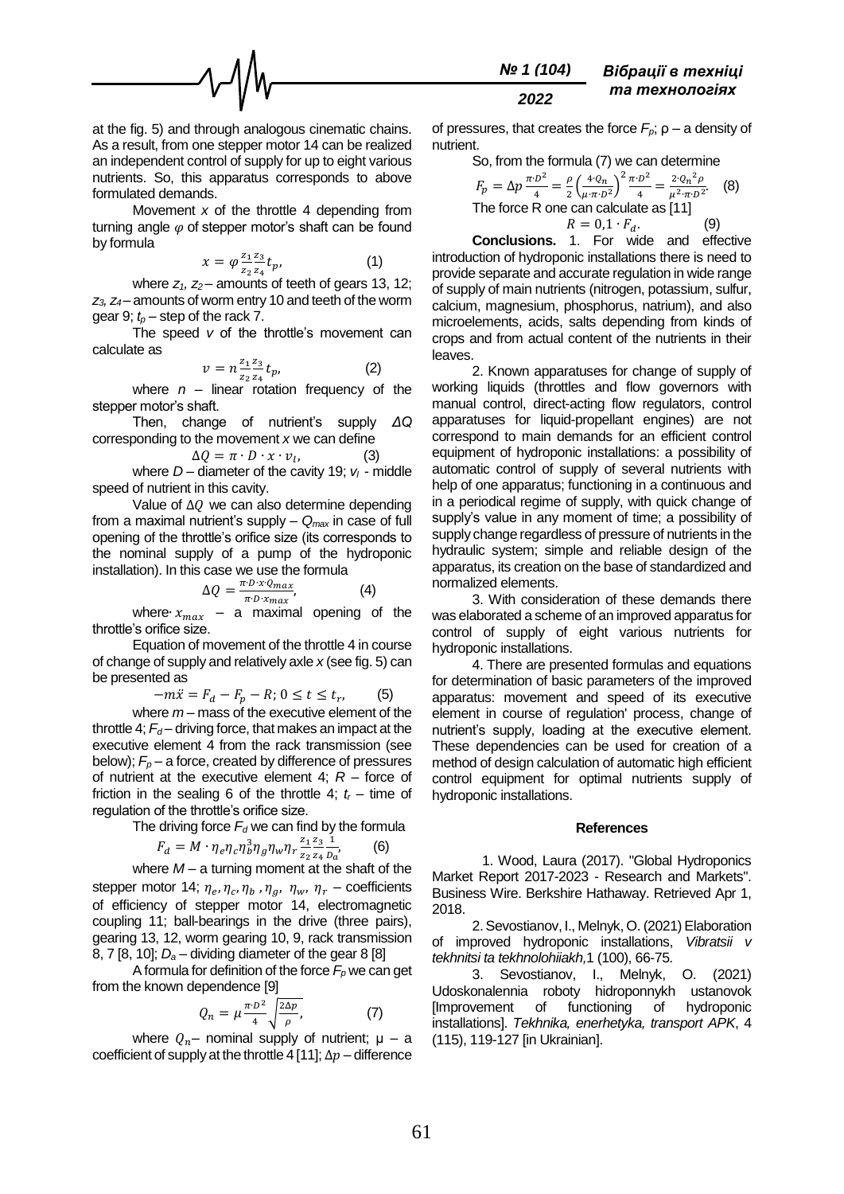at the fig. 5) and through analogous cinematic chains. As a result, from one stepper motor 14 can be realized an independent control of supply for up to eight various nutrients. So, this apparatus corresponds to above formulated demands.

Movement *x* of the throttle 4 depending from turning angle $\varphi$ of stepper motor's shaft can be found by formula

$$x = \varphi \frac{z_1 z_3}{z_2 z_4} t_p, \qquad (1)$$

where $z_1$, $z_2$ – amounts of teeth of gears 13, 12; $z_3$, $z_4$ – amounts of worm entry 10 and teeth of the worm gear 9; $t_p$ – step of the rack 7.

The speed *v* of the throttle's movement can calculate as

$$v = n \frac{z_1 z_3}{z_2 z_4} t_p, \qquad (2)$$

where *n* – linear rotation frequency of the stepper motor's shaft.

Then, change of nutrient's supply $\Delta Q$ corresponding to the movement *x* we can define

$$\Delta Q = \pi \cdot D \cdot x \cdot v_l, \qquad (3)$$

where *D* – diameter of the cavity 19; $v_l$ - middle speed of nutrient in this cavity.

Value of $\Delta Q$ we can also determine depending from a maximal nutrient's supply – $Q_{max}$ in case of full opening of the throttle's orifice size (its corresponds to the nominal supply of a pump of the hydroponic installation). In this case we use the formula

$$\Delta Q = \frac{\pi \cdot D \cdot x \cdot Q_{max}}{\pi \cdot D \cdot x_{max}}, \qquad (4)$$

where $x_{max}$ – a maximal opening of the throttle's orifice size.

Equation of movement of the throttle 4 in course of change of supply and relatively axle *x* (see fig. 5) can be presented as

$$-m\ddot{x} = F_d - F_p - R; \; 0 \le t \le t_r, \qquad (5)$$

where *m* – mass of the executive element of the throttle 4; $F_d$ – driving force, that makes an impact at the executive element 4 from the rack transmission (see below); $F_p$ – a force, created by difference of pressures of nutrient at the executive element 4; *R* – force of friction in the sealing 6 of the throttle 4; $t_r$ – time of regulation of the throttle's orifice size.

The driving force $F_d$ we can find by the formula

$$F_d = M \cdot \eta_e \eta_c \eta_b^3 \eta_g \eta_w \eta_r \frac{z_1 z_3}{z_2 z_4} \frac{1}{D_a}, \qquad (6)$$

where *M* – a turning moment at the shaft of the stepper motor 14; $\eta_e, \eta_c, \eta_b, \eta_g, \eta_w, \eta_r$ – coefficients of efficiency of stepper motor 14, electromagnetic coupling 11; ball-bearings in the drive (three pairs), gearing 13, 12, worm gearing 10, 9, rack transmission 8, 7 [8, 10]; $D_a$ – dividing diameter of the gear 8 [8]

A formula for definition of the force $F_p$ we can get from the known dependence [9]

$$Q_n = \mu \frac{\pi \cdot D^2}{4} \sqrt{\frac{2\Delta p}{\rho}}, \qquad (7)$$

where $Q_n$ – nominal supply of nutrient; μ – a coefficient of supply at the throttle 4 [11]; $\Delta p$ – difference of pressures, that creates the force $F_p$; ρ – a density of nutrient.

So, from the formula (7) we can determine

$$F_p = \Delta p \frac{\pi \cdot D^2}{4} = \frac{\rho}{2} \left( \frac{4 \cdot Q_n}{\mu \cdot \pi \cdot D^2} \right)^2 \frac{\pi \cdot D^2}{4} = \frac{2 \cdot Q_n^2 \rho}{\mu^2 \cdot \pi \cdot D^2}. \qquad (8)$$

The force R one can calculate as [11]

$$R = 0{,}1 \cdot F_d. \qquad (9)$$

**Conclusions.** 1. For wide and effective introduction of hydroponic installations there is need to provide separate and accurate regulation in wide range of supply of main nutrients (nitrogen, potassium, sulfur, calcium, magnesium, phosphorus, natrium), and also microelements, acids, salts depending from kinds of crops and from actual content of the nutrients in their leaves.

2. Known apparatuses for change of supply of working liquids (throttles and flow governors with manual control, direct-acting flow regulators, control apparatuses for liquid-propellant engines) are not correspond to main demands for an efficient control equipment of hydroponic installations: a possibility of automatic control of supply of several nutrients with help of one apparatus; functioning in a continuous and in a periodical regime of supply, with quick change of supply's value in any moment of time; a possibility of supply change regardless of pressure of nutrients in the hydraulic system; simple and reliable design of the apparatus, its creation on the base of standardized and normalized elements.

3. With consideration of these demands there was elaborated a scheme of an improved apparatus for control of supply of eight various nutrients for hydroponic installations.

4. There are presented formulas and equations for determination of basic parameters of the improved apparatus: movement and speed of its executive element in course of regulation' process, change of nutrient's supply, loading at the executive element. These dependencies can be used for creation of a method of design calculation of automatic high efficient control equipment for optimal nutrients supply of hydroponic installations.

## References

1. Wood, Laura (2017). "Global Hydroponics Market Report 2017-2023 - Research and Markets". Business Wire. Berkshire Hathaway. Retrieved Apr 1, 2018.

2. Sevostianov, I., Melnyk, O. (2021) Elaboration of improved hydroponic installations, *Vibratsii v tekhnitsi ta tekhnolohiiakh,*1 (100), 66-75.

3. Sevostianov, I., Melnyk, O. (2021) Udoskonalennia roboty hidroponnykh ustanovok [Improvement of functioning of hydroponic installations]. *Tekhnika, enerhetyka, transport APK*, 4 (115), 119-127 [in Ukrainian].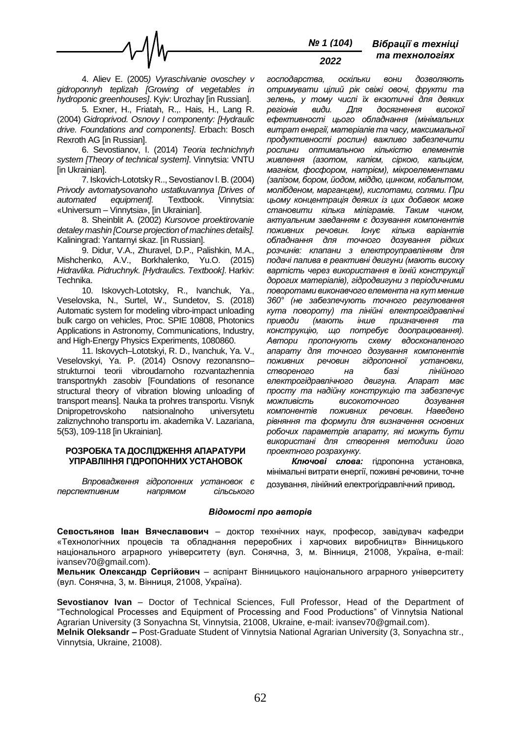4. Aliev E. (2005*) Vyraschivanie ovoschey v gidroponnyh teplizah [Growing of vegetables in hydroponic greenhouses]*. Kyiv: Urozhay [in Russian].

5. Exner, H., Friatah, R.,. Hais, H., Lang R. (2004) *Gidroprivod. Osnovy I componenty: [Hydraulic drive. Foundations and components]*. Erbach: Bosch Rexroth AG [in Russian].

6. Sevostianov, I. (2014) *Teoria technichnyh system [Theory of technical system]*. Vinnytsia: VNTU [in Ukrainian].

7. Iskovich-Lototsky R.., Sevostianov I. B. (2004) *Privody avtomatysovanoho ustatkuvannya [Drives of automated equipment].* Textbook. Vinnytsia: «Universum – Vinnytsia», [in Ukrainian].

8. Sheinblit A. (2002) *Kursovoe proektirovanie detaley mashin [Course projection of machines details]*. Kaliningrad: Yantarnyi skaz. [in Russian].

9. Didur, V.A., Zhuravel, D.P., Palishkin, M.A., Mishchenko, A.V., Borkhalenko, Yu.O. (2015) *Hidravlika. Pidruchnyk. [Hydraulics. Textbook]*. Harkiv: Technika.

10. Iskovych-Lototsky, R., Ivanchuk, Ya., Veselovska, N., Surtel, W., Sundetov, S. (2018) Automatic system for modeling vibro-impact unloading bulk cargo on vehicles, Proc. SPIE 10808, Photonics Applications in Astronomy, Communications, Industry, and High-Energy Physics Experiments, 1080860.

11. Iskovych–Lototskyi, R. D., Ivanchuk, Ya. V., Veselovskyi, Ya. P. (2014) Osnovy rezonansno–strukturnoi teorii vibroudarnoho rozvantazhennia transportnykh zasobiv [Foundations of resonance structural theory of vibration blowing unloading of transport means]. Nauka ta prohres transportu. Visnyk Dnipropetrovskoho natsionalnoho universytetu zaliznychnoho transportu im. akademika V. Lazariana, 5(53), 109-118 [in Ukrainian].

## РОЗРОБКА ТА ДОСЛІДЖЕННЯ АПАРАТУРИ УПРАВЛІННЯ ГІДРОПОННИХ УСТАНОВОК

*Впровадження гідропонних установок є перспективним напрямом сільського господарства, оскільки вони дозволяють отримувати цілий рік свіжі овочі, фрукти та зелень, у тому числі їх екзотичні для деяких регіонів види. Для досягнення високої ефективності цього обладнання (мінімальних витрат енергії, матеріалів та часу, максимальної продуктивності рослин) важливо забезпечити рослини оптимальною кількістю елементів живлення (азотом, калієм, сіркою, кальцієм, магнієм, фосфором, натрієм), мікроелементами (залізом, бором, йодом, міддю, цинком, кобальтом, молібденом, марганцем), кислотами, солями. При цьому концентрація деяких із цих добавок може становити кілька міліграмів. Таким чином, актуальним завданням є дозування компонентів поживних речовин. Існує кілька варіантів обладнання для точного дозування рідких розчинів: клапани з електроуправлінням для подачі палива в реактивні двигуни (мають високу вартість через використання в їхній конструкції дорогих матеріалів), гідродвигуни з періодичними поворотами виконавчого елемента на кут менше 360° (не забезпечують точного регулювання кута повороту) та лінійні електрогідравлічні приводи (мають інше призначення та конструкцію, що потребує доопрацювання). Автори пропонують схему вдосконаленого апарату для точного дозування компонентів поживних речовин гідропонної установки, створеного на базі лінійного електрогідравлічного двигуна. Апарат має просту та надійну конструкцію та забезпечує можливість високоточного дозування компонентів поживних речовин. Наведено рівняння та формули для визначення основних робочих параметрів апарату, які можуть бути використані для створення методики його проектного розрахунку.*

***Ключові слова:*** гідропонна установка, мінімальні витрати енергії, поживні речовини, точне дозування, лінійний електрогідравлічний привод.

### *Відомості про авторів*

**Севостьянов Іван Вячеславович** – доктор технічних наук, професор, завідувач кафедри «Технологічних процесів та обладнання переробних і харчових виробництв» Вінницького національного аграрного університету (вул. Сонячна, 3, м. Вінниця, 21008, Україна, e-mail: ivansev70@gmail.com).

**Мельник Олександр Сергійович** – аспірант Вінницького національного аграрного університету (вул. Сонячна, 3, м. Вінниця, 21008, Україна).

**Sevostianov Ivan** – Doctor of Technical Sciences, Full Professor, Head of the Department of "Technological Processes and Equipment of Processing and Food Productions" of Vinnytsia National Agrarian University (3 Sonyachna St, Vinnytsia, 21008, Ukraine, e-mail: ivansev70@gmail.com).

**Melnik Oleksandr –** Post-Graduate Student of Vinnytsia National Agrarian University (3, Sonyachna str., Vinnytsia, Ukraine, 21008).